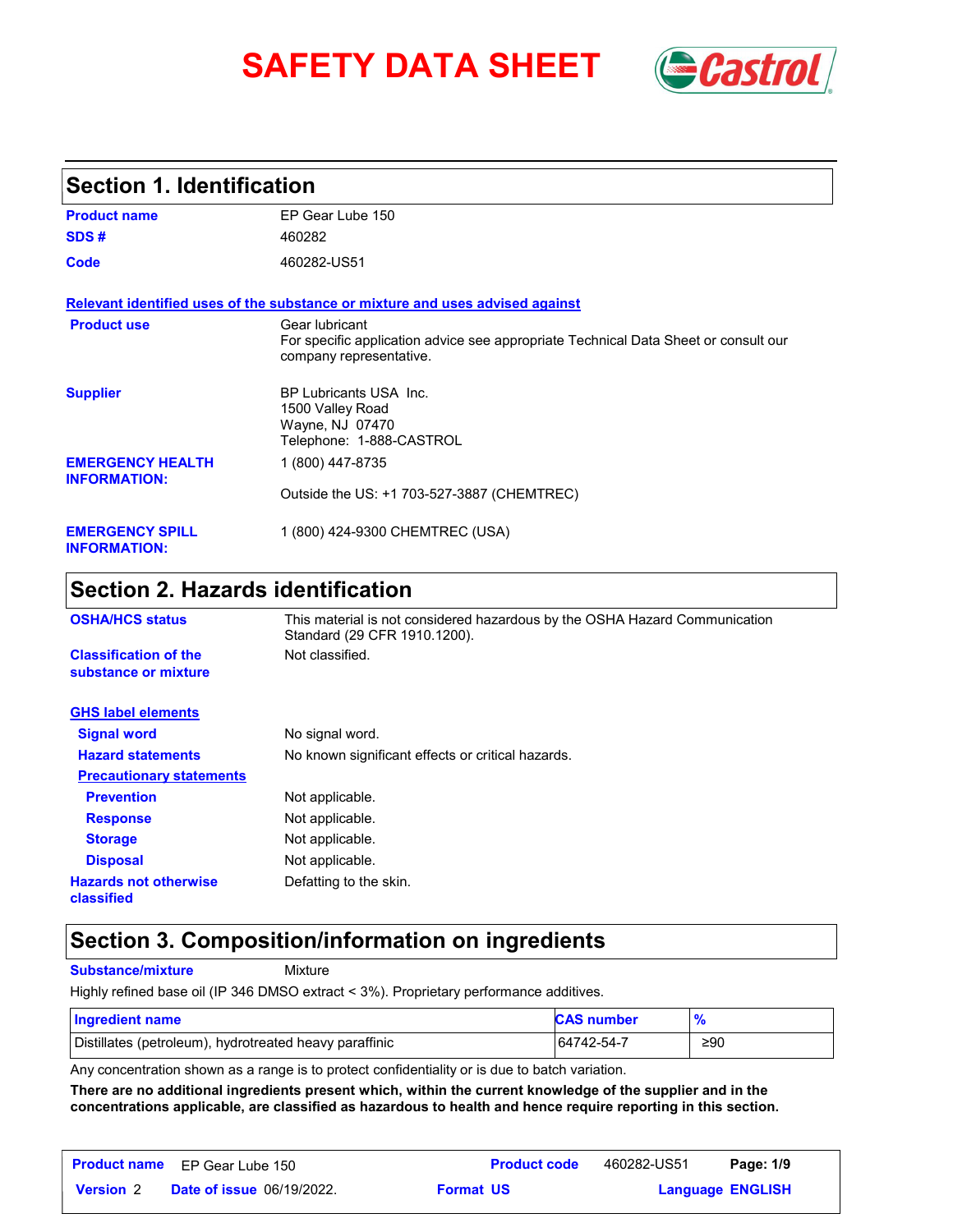# SAFETY DATA SHEET

## Section 1. Identification

**Product name** EP Gear Lube 150

**SDS #** 460282

**Code** 460282-US51

**Relevant identified uses of the substance or mixture and uses advised against**

**Product use** Gear lubricant
For specific application advice see appropriate Technical Data Sheet or consult our company representative.

**Supplier** BP Lubricants USA Inc.
1500 Valley Road
Wayne, NJ 07470
Telephone: 1-888-CASTROL

**EMERGENCY HEALTH INFORMATION:** 1 (800) 447-8735

Outside the US: +1 703-527-3887 (CHEMTREC)

**EMERGENCY SPILL INFORMATION:** 1 (800) 424-9300 CHEMTREC (USA)

## Section 2. Hazards identification

**OSHA/HCS status** This material is not considered hazardous by the OSHA Hazard Communication Standard (29 CFR 1910.1200).

**Classification of the substance or mixture** Not classified.

**GHS label elements**

**Signal word** No signal word.

**Hazard statements** No known significant effects or critical hazards.

**Precautionary statements**

**Prevention** Not applicable.

**Response** Not applicable.

**Storage** Not applicable.

**Disposal** Not applicable.

**Hazards not otherwise classified** Defatting to the skin.

## Section 3. Composition/information on ingredients

**Substance/mixture** Mixture

Highly refined base oil (IP 346 DMSO extract < 3%). Proprietary performance additives.

| Ingredient name | CAS number | % |
|---|---|---|
| Distillates (petroleum), hydrotreated heavy paraffinic | 64742-54-7 | ≥90 |

Any concentration shown as a range is to protect confidentiality or is due to batch variation.

**There are no additional ingredients present which, within the current knowledge of the supplier and in the concentrations applicable, are classified as hazardous to health and hence require reporting in this section.**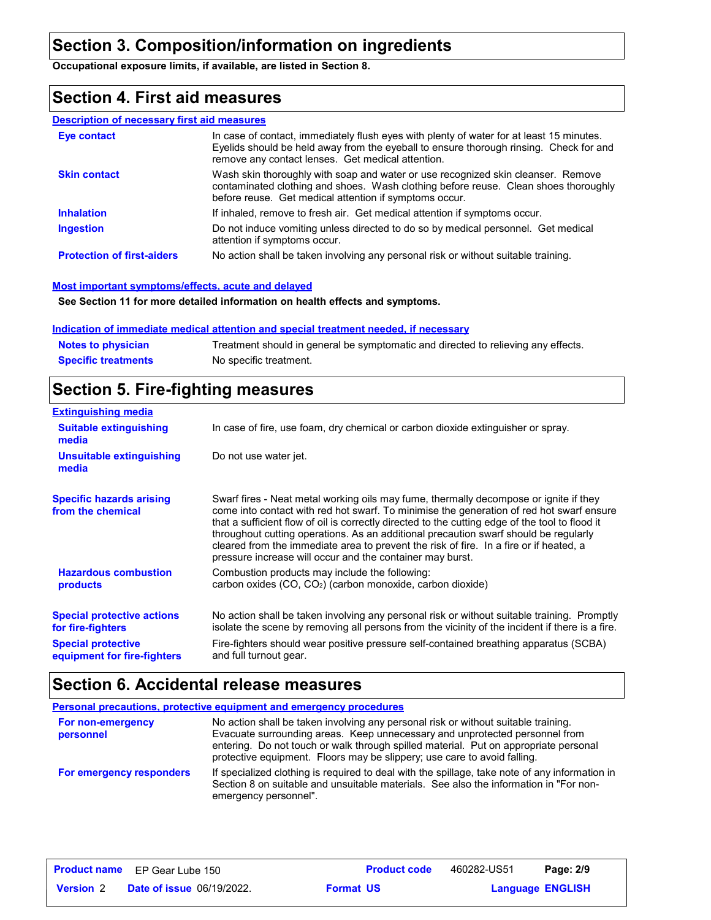## Section 3. Composition/information on ingredients

**Occupational exposure limits, if available, are listed in Section 8.**

## Section 4. First aid measures

### Description of necessary first aid measures

| | |
|---|---|
| **Eye contact** | In case of contact, immediately flush eyes with plenty of water for at least 15 minutes. Eyelids should be held away from the eyeball to ensure thorough rinsing. Check for and remove any contact lenses. Get medical attention. |
| **Skin contact** | Wash skin thoroughly with soap and water or use recognized skin cleanser. Remove contaminated clothing and shoes. Wash clothing before reuse. Clean shoes thoroughly before reuse. Get medical attention if symptoms occur. |
| **Inhalation** | If inhaled, remove to fresh air. Get medical attention if symptoms occur. |
| **Ingestion** | Do not induce vomiting unless directed to do so by medical personnel. Get medical attention if symptoms occur. |
| **Protection of first-aiders** | No action shall be taken involving any personal risk or without suitable training. |

### Most important symptoms/effects, acute and delayed

**See Section 11 for more detailed information on health effects and symptoms.**

### Indication of immediate medical attention and special treatment needed, if necessary

| | |
|---|---|
| **Notes to physician** | Treatment should in general be symptomatic and directed to relieving any effects. |
| **Specific treatments** | No specific treatment. |

## Section 5. Fire-fighting measures

### Extinguishing media

| | |
|---|---|
| **Suitable extinguishing media** | In case of fire, use foam, dry chemical or carbon dioxide extinguisher or spray. |
| **Unsuitable extinguishing media** | Do not use water jet. |

| | |
|---|---|
| **Specific hazards arising from the chemical** | Swarf fires - Neat metal working oils may fume, thermally decompose or ignite if they come into contact with red hot swarf. To minimise the generation of red hot swarf ensure that a sufficient flow of oil is correctly directed to the cutting edge of the tool to flood it throughout cutting operations. As an additional precaution swarf should be regularly cleared from the immediate area to prevent the risk of fire. In a fire or if heated, a pressure increase will occur and the container may burst. |
| **Hazardous combustion products** | Combustion products may include the following: carbon oxides (CO, $CO_2$) (carbon monoxide, carbon dioxide) |
| **Special protective actions for fire-fighters** | No action shall be taken involving any personal risk or without suitable training. Promptly isolate the scene by removing all persons from the vicinity of the incident if there is a fire. |
| **Special protective equipment for fire-fighters** | Fire-fighters should wear positive pressure self-contained breathing apparatus (SCBA) and full turnout gear. |

## Section 6. Accidental release measures

### Personal precautions, protective equipment and emergency procedures

| | |
|---|---|
| **For non-emergency personnel** | No action shall be taken involving any personal risk or without suitable training. Evacuate surrounding areas. Keep unnecessary and unprotected personnel from entering. Do not touch or walk through spilled material. Put on appropriate personal protective equipment. Floors may be slippery; use care to avoid falling. |
| **For emergency responders** | If specialized clothing is required to deal with the spillage, take note of any information in Section 8 on suitable and unsuitable materials. See also the information in "For non-emergency personnel". |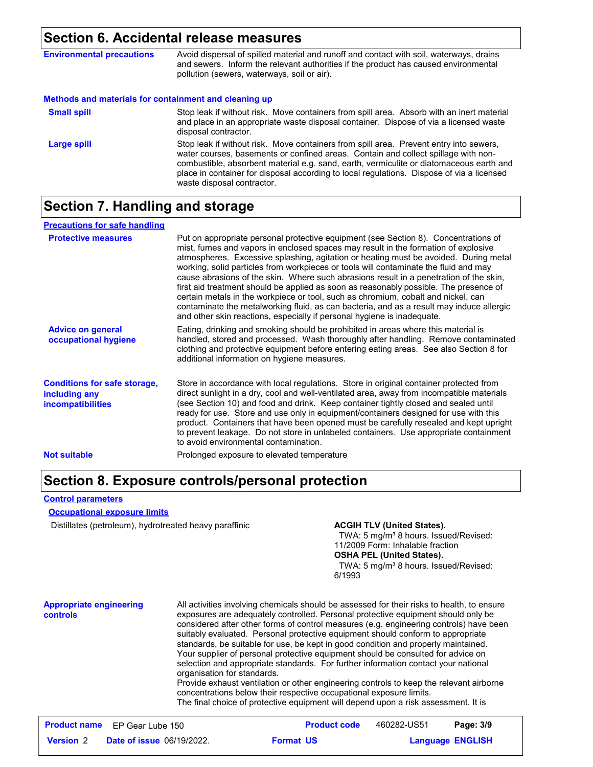## Section 6. Accidental release measures

**Environmental precautions**

Avoid dispersal of spilled material and runoff and contact with soil, waterways, drains and sewers. Inform the relevant authorities if the product has caused environmental pollution (sewers, waterways, soil or air).

### Methods and materials for containment and cleaning up

**Small spill**

Stop leak if without risk. Move containers from spill area. Absorb with an inert material and place in an appropriate waste disposal container. Dispose of via a licensed waste disposal contractor.

**Large spill**

Stop leak if without risk. Move containers from spill area. Prevent entry into sewers, water courses, basements or confined areas. Contain and collect spillage with non-combustible, absorbent material e.g. sand, earth, vermiculite or diatomaceous earth and place in container for disposal according to local regulations. Dispose of via a licensed waste disposal contractor.

## Section 7. Handling and storage

### Precautions for safe handling

**Protective measures**

Put on appropriate personal protective equipment (see Section 8). Concentrations of mist, fumes and vapors in enclosed spaces may result in the formation of explosive atmospheres. Excessive splashing, agitation or heating must be avoided. During metal working, solid particles from workpieces or tools will contaminate the fluid and may cause abrasions of the skin. Where such abrasions result in a penetration of the skin, first aid treatment should be applied as soon as reasonably possible. The presence of certain metals in the workpiece or tool, such as chromium, cobalt and nickel, can contaminate the metalworking fluid, as can bacteria, and as a result may induce allergic and other skin reactions, especially if personal hygiene is inadequate.

**Advice on general occupational hygiene**

Eating, drinking and smoking should be prohibited in areas where this material is handled, stored and processed. Wash thoroughly after handling. Remove contaminated clothing and protective equipment before entering eating areas. See also Section 8 for additional information on hygiene measures.

**Conditions for safe storage, including any incompatibilities**

Store in accordance with local regulations. Store in original container protected from direct sunlight in a dry, cool and well-ventilated area, away from incompatible materials (see Section 10) and food and drink. Keep container tightly closed and sealed until ready for use. Store and use only in equipment/containers designed for use with this product. Containers that have been opened must be carefully resealed and kept upright to prevent leakage. Do not store in unlabeled containers. Use appropriate containment to avoid environmental contamination.

**Not suitable**

Prolonged exposure to elevated temperature

## Section 8. Exposure controls/personal protection

### Control parameters

#### Occupational exposure limits

| Ingredient name | Exposure limits |
| --- | --- |
| Distillates (petroleum), hydrotreated heavy paraffinic | **ACGIH TLV (United States).** TWA: 5 mg/m³ 8 hours. Issued/Revised: 11/2009 Form: Inhalable fraction **OSHA PEL (United States).** TWA: 5 mg/m³ 8 hours. Issued/Revised: 6/1993 |

**Appropriate engineering controls**

All activities involving chemicals should be assessed for their risks to health, to ensure exposures are adequately controlled. Personal protective equipment should only be considered after other forms of control measures (e.g. engineering controls) have been suitably evaluated. Personal protective equipment should conform to appropriate standards, be suitable for use, be kept in good condition and properly maintained. Your supplier of personal protective equipment should be consulted for advice on selection and appropriate standards. For further information contact your national organisation for standards.
Provide exhaust ventilation or other engineering controls to keep the relevant airborne concentrations below their respective occupational exposure limits.
The final choice of protective equipment will depend upon a risk assessment. It is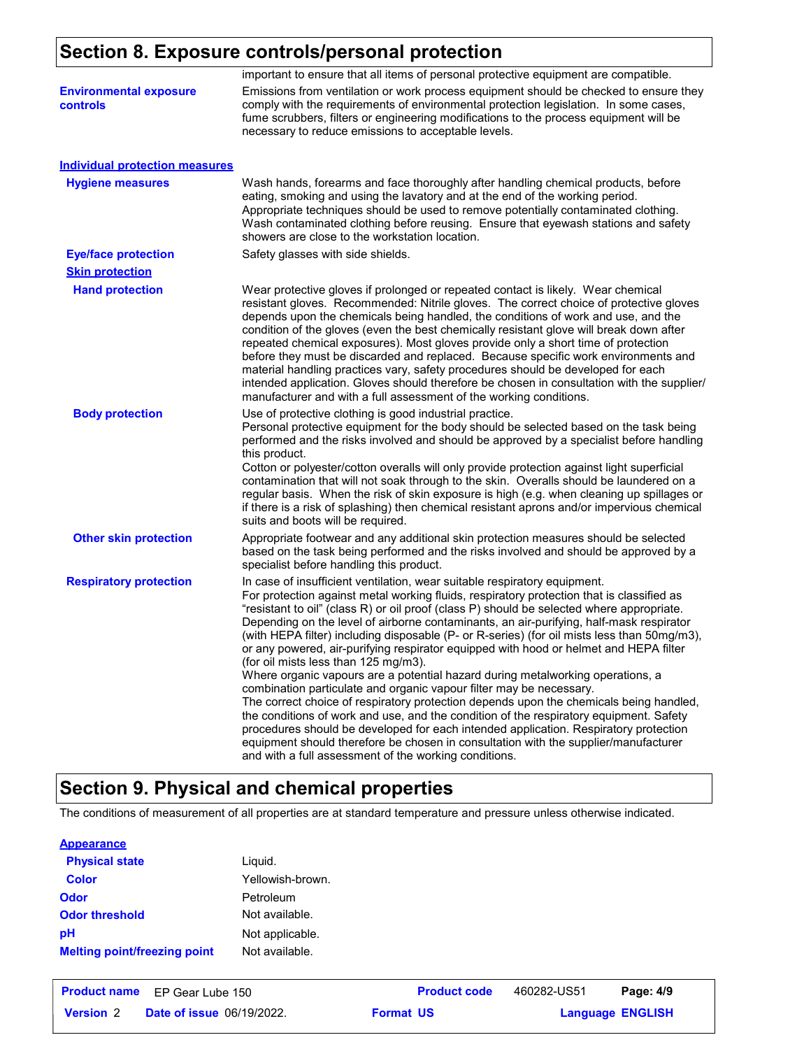# Section 8. Exposure controls/personal protection

important to ensure that all items of personal protective equipment are compatible.

**Environmental exposure controls**

Emissions from ventilation or work process equipment should be checked to ensure they comply with the requirements of environmental protection legislation. In some cases, fume scrubbers, filters or engineering modifications to the process equipment will be necessary to reduce emissions to acceptable levels.

## Individual protection measures

**Hygiene measures**

Wash hands, forearms and face thoroughly after handling chemical products, before eating, smoking and using the lavatory and at the end of the working period. Appropriate techniques should be used to remove potentially contaminated clothing. Wash contaminated clothing before reusing. Ensure that eyewash stations and safety showers are close to the workstation location.

**Eye/face protection**

Safety glasses with side shields.

### Skin protection

**Hand protection**

Wear protective gloves if prolonged or repeated contact is likely. Wear chemical resistant gloves. Recommended: Nitrile gloves. The correct choice of protective gloves depends upon the chemicals being handled, the conditions of work and use, and the condition of the gloves (even the best chemically resistant glove will break down after repeated chemical exposures). Most gloves provide only a short time of protection before they must be discarded and replaced. Because specific work environments and material handling practices vary, safety procedures should be developed for each intended application. Gloves should therefore be chosen in consultation with the supplier/manufacturer and with a full assessment of the working conditions.

**Body protection**

Use of protective clothing is good industrial practice.
Personal protective equipment for the body should be selected based on the task being performed and the risks involved and should be approved by a specialist before handling this product.
Cotton or polyester/cotton overalls will only provide protection against light superficial contamination that will not soak through to the skin. Overalls should be laundered on a regular basis. When the risk of skin exposure is high (e.g. when cleaning up spillages or if there is a risk of splashing) then chemical resistant aprons and/or impervious chemical suits and boots will be required.

**Other skin protection**

Appropriate footwear and any additional skin protection measures should be selected based on the task being performed and the risks involved and should be approved by a specialist before handling this product.

**Respiratory protection**

In case of insufficient ventilation, wear suitable respiratory equipment.
For protection against metal working fluids, respiratory protection that is classified as "resistant to oil" (class R) or oil proof (class P) should be selected where appropriate. Depending on the level of airborne contaminants, an air-purifying, half-mask respirator (with HEPA filter) including disposable (P- or R-series) (for oil mists less than 50mg/m3), or any powered, air-purifying respirator equipped with hood or helmet and HEPA filter (for oil mists less than 125 mg/m3).
Where organic vapours are a potential hazard during metalworking operations, a combination particulate and organic vapour filter may be necessary.
The correct choice of respiratory protection depends upon the chemicals being handled, the conditions of work and use, and the condition of the respiratory equipment. Safety procedures should be developed for each intended application. Respiratory protection equipment should therefore be chosen in consultation with the supplier/manufacturer and with a full assessment of the working conditions.

# Section 9. Physical and chemical properties

The conditions of measurement of all properties are at standard temperature and pressure unless otherwise indicated.

## Appearance

| | |
|---|---|
| **Physical state** | Liquid. |
| **Color** | Yellowish-brown. |
| **Odor** | Petroleum |
| **Odor threshold** | Not available. |
| **pH** | Not applicable. |
| **Melting point/freezing point** | Not available. |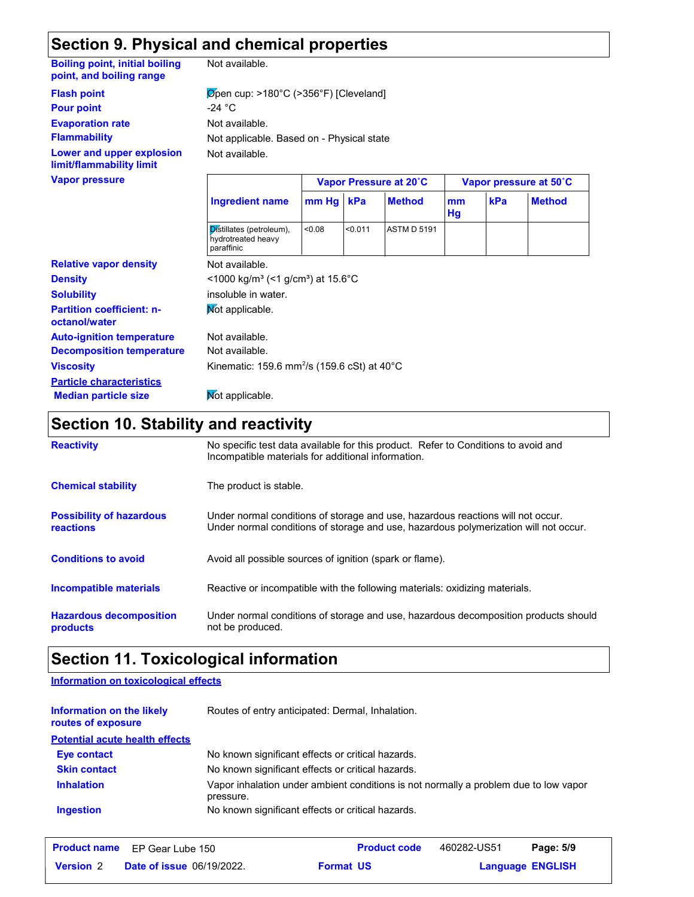## Section 9. Physical and chemical properties

| | |
|---|---|
| **Boiling point, initial boiling point, and boiling range** | Not available. |
| **Flash point** | Open cup: >180°C (>356°F) [Cleveland] |
| **Pour point** | -24 °C |
| **Evaporation rate** | Not available. |
| **Flammability** | Not applicable. Based on - Physical state |
| **Lower and upper explosion limit/flammability limit** | Not available. |

**Vapor pressure**

| Ingredient name | Vapor Pressure at 20˚C | | | Vapor pressure at 50˚C | | |
|---|---|---|---|---|---|---|
| | mm Hg | kPa | Method | mm Hg | kPa | Method |
| Distillates (petroleum), hydrotreated heavy paraffinic | <0.08 | <0.011 | ASTM D 5191 | | | |

| | |
|---|---|
| **Relative vapor density** | Not available. |
| **Density** | <1000 kg/m³ (<1 g/cm³) at 15.6°C |
| **Solubility** | insoluble in water. |
| **Partition coefficient: n-octanol/water** | Not applicable. |
| **Auto-ignition temperature** | Not available. |
| **Decomposition temperature** | Not available. |
| **Viscosity** | Kinematic: 159.6 $mm^2/s$ (159.6 cSt) at 40°C |

**Particle characteristics**

| | |
|---|---|
| **Median particle size** | Not applicable. |

## Section 10. Stability and reactivity

| | |
|---|---|
| **Reactivity** | No specific test data available for this product. Refer to Conditions to avoid and Incompatible materials for additional information. |
| **Chemical stability** | The product is stable. |
| **Possibility of hazardous reactions** | Under normal conditions of storage and use, hazardous reactions will not occur. Under normal conditions of storage and use, hazardous polymerization will not occur. |
| **Conditions to avoid** | Avoid all possible sources of ignition (spark or flame). |
| **Incompatible materials** | Reactive or incompatible with the following materials: oxidizing materials. |
| **Hazardous decomposition products** | Under normal conditions of storage and use, hazardous decomposition products should not be produced. |

## Section 11. Toxicological information

**Information on toxicological effects**

| | |
|---|---|
| **Information on the likely routes of exposure** | Routes of entry anticipated: Dermal, Inhalation. |

**Potential acute health effects**

| | |
|---|---|
| **Eye contact** | No known significant effects or critical hazards. |
| **Skin contact** | No known significant effects or critical hazards. |
| **Inhalation** | Vapor inhalation under ambient conditions is not normally a problem due to low vapor pressure. |
| **Ingestion** | No known significant effects or critical hazards. |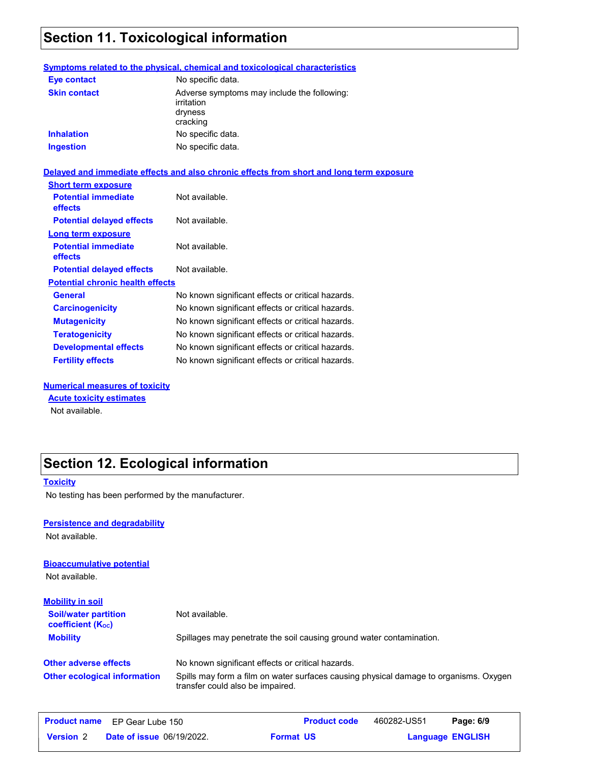## Section 11. Toxicological information

**Symptoms related to the physical, chemical and toxicological characteristics**

| | |
|---|---|
| **Eye contact** | No specific data. |
| **Skin contact** | Adverse symptoms may include the following:<br>irritation<br>dryness<br>cracking |
| **Inhalation** | No specific data. |
| **Ingestion** | No specific data. |

**Delayed and immediate effects and also chronic effects from short and long term exposure**

**Short term exposure**

| | |
|---|---|
| **Potential immediate effects** | Not available. |
| **Potential delayed effects** | Not available. |

**Long term exposure**

| | |
|---|---|
| **Potential immediate effects** | Not available. |
| **Potential delayed effects** | Not available. |

**Potential chronic health effects**

| | |
|---|---|
| **General** | No known significant effects or critical hazards. |
| **Carcinogenicity** | No known significant effects or critical hazards. |
| **Mutagenicity** | No known significant effects or critical hazards. |
| **Teratogenicity** | No known significant effects or critical hazards. |
| **Developmental effects** | No known significant effects or critical hazards. |
| **Fertility effects** | No known significant effects or critical hazards. |

**Numerical measures of toxicity**

**Acute toxicity estimates**

Not available.

## Section 12. Ecological information

**Toxicity**

No testing has been performed by the manufacturer.

**Persistence and degradability**

Not available.

**Bioaccumulative potential**

Not available.

**Mobility in soil**

| | |
|---|---|
| **Soil/water partition coefficient ($K_{OC}$)** | Not available. |
| **Mobility** | Spillages may penetrate the soil causing ground water contamination. |

| | |
|---|---|
| **Other adverse effects** | No known significant effects or critical hazards. |
| **Other ecological information** | Spills may form a film on water surfaces causing physical damage to organisms. Oxygen transfer could also be impaired. |

| | | | | |
|---|---|---|---|---|
| **Product name** EP Gear Lube 150 | | **Product code** | 460282-US51 | |
| **Version** 2 | **Date of issue** 06/19/2022. | **Format** US | | **Language** ENGLISH |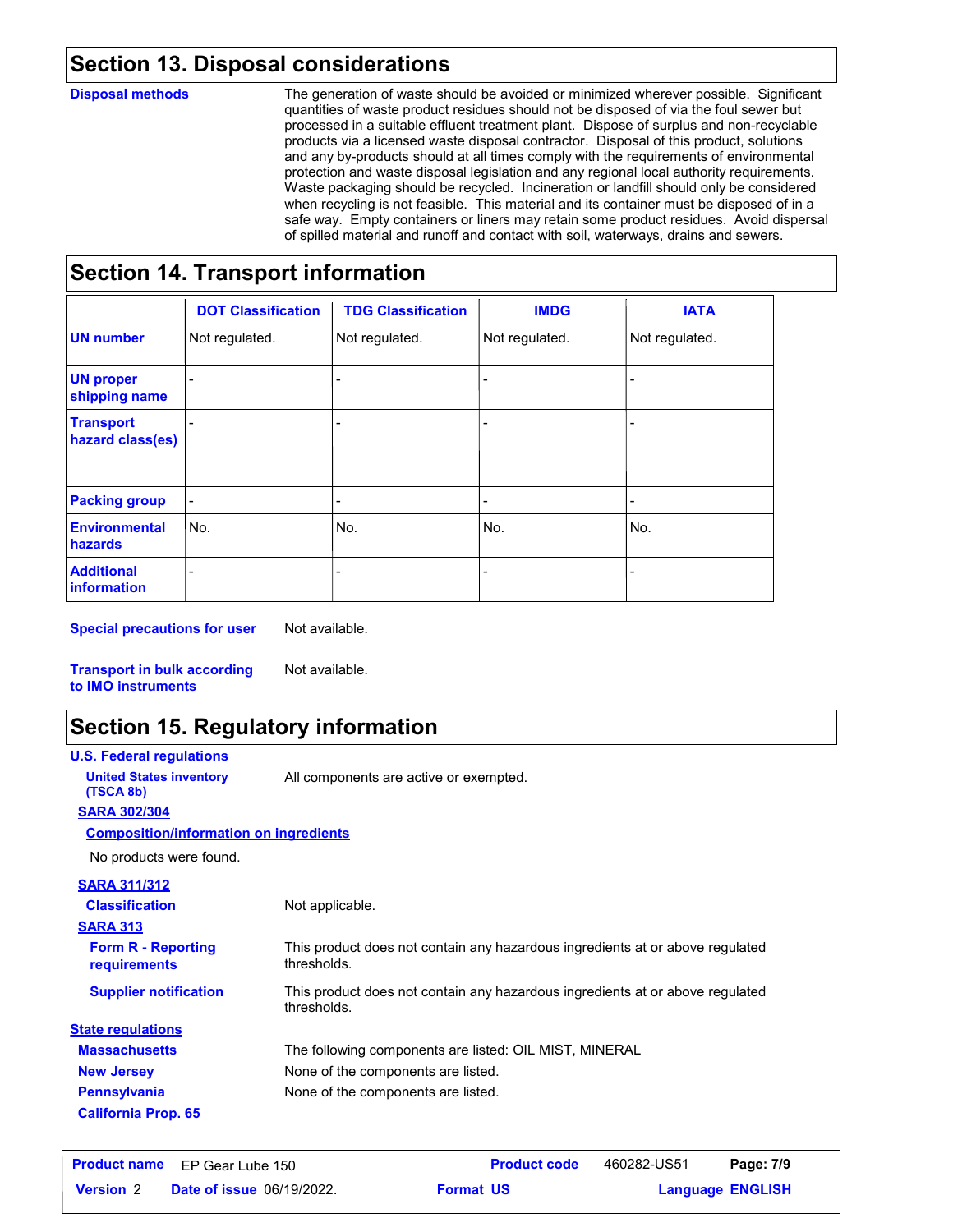## Section 13. Disposal considerations

**Disposal methods**

The generation of waste should be avoided or minimized wherever possible. Significant quantities of waste product residues should not be disposed of via the foul sewer but processed in a suitable effluent treatment plant. Dispose of surplus and non-recyclable products via a licensed waste disposal contractor. Disposal of this product, solutions and any by-products should at all times comply with the requirements of environmental protection and waste disposal legislation and any regional local authority requirements. Waste packaging should be recycled. Incineration or landfill should only be considered when recycling is not feasible. This material and its container must be disposed of in a safe way. Empty containers or liners may retain some product residues. Avoid dispersal of spilled material and runoff and contact with soil, waterways, drains and sewers.

## Section 14. Transport information

| | DOT Classification | TDG Classification | IMDG | IATA |
|---|---|---|---|---|
| **UN number** | Not regulated. | Not regulated. | Not regulated. | Not regulated. |
| **UN proper shipping name** | - | - | - | - |
| **Transport hazard class(es)** | - | - | - | - |
| **Packing group** | - | - | - | - |
| **Environmental hazards** | No. | No. | No. | No. |
| **Additional information** | - | - | - | - |

**Special precautions for user** Not available.

**Transport in bulk according to IMO instruments** Not available.

## Section 15. Regulatory information

**U.S. Federal regulations**

**United States inventory (TSCA 8b)** All components are active or exempted.

**SARA 302/304**

**Composition/information on ingredients**

No products were found.

**SARA 311/312**

**Classification** Not applicable.

**SARA 313**

**Form R - Reporting requirements** This product does not contain any hazardous ingredients at or above regulated thresholds.

**Supplier notification** This product does not contain any hazardous ingredients at or above regulated thresholds.

**State regulations**

**Massachusetts** The following components are listed: OIL MIST, MINERAL

**New Jersey** None of the components are listed.

**Pennsylvania** None of the components are listed.

**California Prop. 65**

| **Product name** | EP Gear Lube 150 | **Product code** | 460282-US51 |
|---|---|---|---|
| **Version** 2 | **Date of issue** 06/19/2022. | **Format** US | **Language** ENGLISH |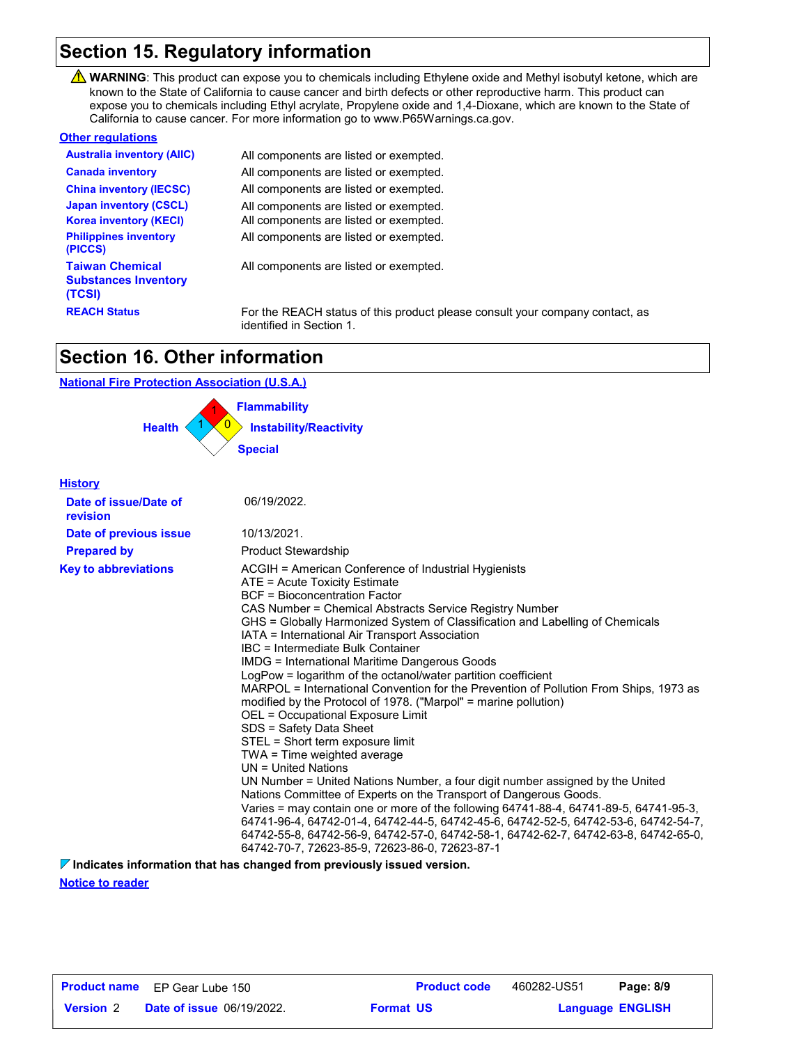## Section 15. Regulatory information

⚠ **WARNING**: This product can expose you to chemicals including Ethylene oxide and Methyl isobutyl ketone, which are known to the State of California to cause cancer and birth defects or other reproductive harm. This product can expose you to chemicals including Ethyl acrylate, Propylene oxide and 1,4-Dioxane, which are known to the State of California to cause cancer. For more information go to www.P65Warnings.ca.gov.

**Other regulations**

| | |
|---|---|
| **Australia inventory (AIIC)** | All components are listed or exempted. |
| **Canada inventory** | All components are listed or exempted. |
| **China inventory (IECSC)** | All components are listed or exempted. |
| **Japan inventory (CSCL)** | All components are listed or exempted. |
| **Korea inventory (KECI)** | All components are listed or exempted. |
| **Philippines inventory (PICCS)** | All components are listed or exempted. |
| **Taiwan Chemical Substances Inventory (TCSI)** | All components are listed or exempted. |
| **REACH Status** | For the REACH status of this product please consult your company contact, as identified in Section 1. |

## Section 16. Other information

**National Fire Protection Association (U.S.A.)**

- Health: 1
- Flammability: 1
- Instability/Reactivity: 0
- Special:

**History**

| | |
|---|---|
| **Date of issue/Date of revision** | 06/19/2022. |
| **Date of previous issue** | 10/13/2021. |
| **Prepared by** | Product Stewardship |

**Key to abbreviations**

ACGIH = American Conference of Industrial Hygienists
ATE = Acute Toxicity Estimate
BCF = Bioconcentration Factor
CAS Number = Chemical Abstracts Service Registry Number
GHS = Globally Harmonized System of Classification and Labelling of Chemicals
IATA = International Air Transport Association
IBC = Intermediate Bulk Container
IMDG = International Maritime Dangerous Goods
LogPow = logarithm of the octanol/water partition coefficient
MARPOL = International Convention for the Prevention of Pollution From Ships, 1973 as modified by the Protocol of 1978. ("Marpol" = marine pollution)
OEL = Occupational Exposure Limit
SDS = Safety Data Sheet
STEL = Short term exposure limit
TWA = Time weighted average
UN = United Nations
UN Number = United Nations Number, a four digit number assigned by the United Nations Committee of Experts on the Transport of Dangerous Goods.
Varies = may contain one or more of the following 64741-88-4, 64741-89-5, 64741-95-3, 64741-96-4, 64742-01-4, 64742-44-5, 64742-45-6, 64742-52-5, 64742-53-6, 64742-54-7, 64742-55-8, 64742-56-9, 64742-57-0, 64742-58-1, 64742-62-7, 64742-63-8, 64742-65-0, 64742-70-7, 72623-85-9, 72623-86-0, 72623-87-1

**Indicates information that has changed from previously issued version.**

**Notice to reader**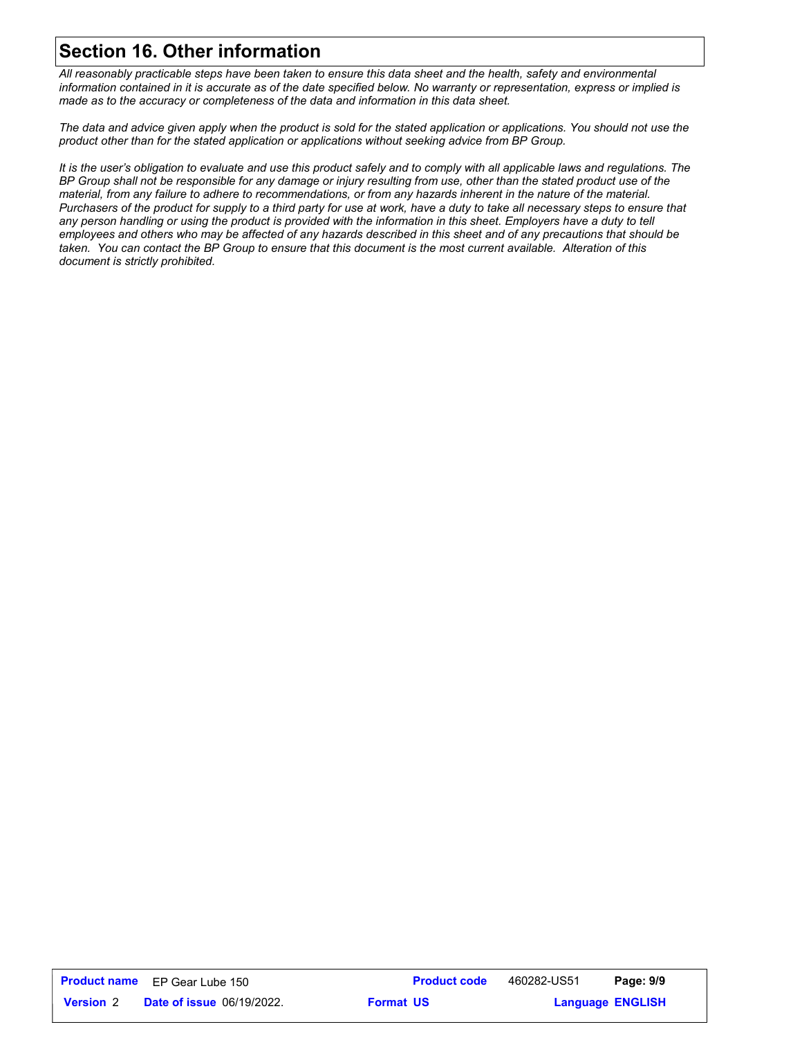## Section 16. Other information

*All reasonably practicable steps have been taken to ensure this data sheet and the health, safety and environmental information contained in it is accurate as of the date specified below. No warranty or representation, express or implied is made as to the accuracy or completeness of the data and information in this data sheet.*

*The data and advice given apply when the product is sold for the stated application or applications. You should not use the product other than for the stated application or applications without seeking advice from BP Group.*

*It is the user's obligation to evaluate and use this product safely and to comply with all applicable laws and regulations. The BP Group shall not be responsible for any damage or injury resulting from use, other than the stated product use of the material, from any failure to adhere to recommendations, or from any hazards inherent in the nature of the material. Purchasers of the product for supply to a third party for use at work, have a duty to take all necessary steps to ensure that any person handling or using the product is provided with the information in this sheet. Employers have a duty to tell employees and others who may be affected of any hazards described in this sheet and of any precautions that should be taken. You can contact the BP Group to ensure that this document is the most current available. Alteration of this document is strictly prohibited.*